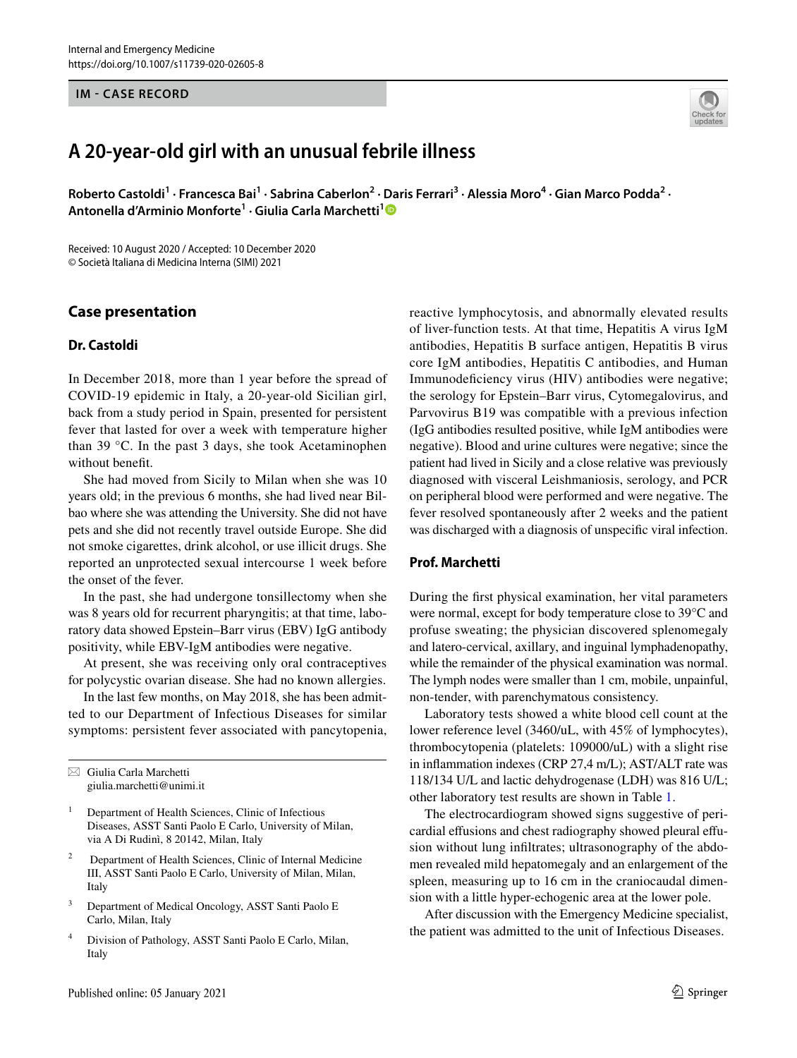IM - CASE RECORD

# A 20-year-old girl with an unusual febrile illness

**Roberto Castoldi[1] · Francesca Bai[1] · Sabrina Caberlon[2] · Daris Ferrari[3] · Alessia Moro[4] · Gian Marco Podda[2] · Antonella d'Arminio Monforte[1] · Giulia Carla Marchetti[1]**

Received: 10 August 2020 / Accepted: 10 December 2020
© Società Italiana di Medicina Interna (SIMI) 2021

## Case presentation

### Dr. Castoldi

In December 2018, more than 1 year before the spread of COVID-19 epidemic in Italy, a 20-year-old Sicilian girl, back from a study period in Spain, presented for persistent fever that lasted for over a week with temperature higher than 39 °C. In the past 3 days, she took Acetaminophen without benefit.

She had moved from Sicily to Milan when she was 10 years old; in the previous 6 months, she had lived near Bilbao where she was attending the University. She did not have pets and she did not recently travel outside Europe. She did not smoke cigarettes, drink alcohol, or use illicit drugs. She reported an unprotected sexual intercourse 1 week before the onset of the fever.

In the past, she had undergone tonsillectomy when she was 8 years old for recurrent pharyngitis; at that time, laboratory data showed Epstein–Barr virus (EBV) IgG antibody positivity, while EBV-IgM antibodies were negative.

At present, she was receiving only oral contraceptives for polycystic ovarian disease. She had no known allergies.

In the last few months, on May 2018, she has been admitted to our Department of Infectious Diseases for similar symptoms: persistent fever associated with pancytopenia, reactive lymphocytosis, and abnormally elevated results of liver-function tests. At that time, Hepatitis A virus IgM antibodies, Hepatitis B surface antigen, Hepatitis B virus core IgM antibodies, Hepatitis C antibodies, and Human Immunodeficiency virus (HIV) antibodies were negative; the serology for Epstein–Barr virus, Cytomegalovirus, and Parvovirus B19 was compatible with a previous infection (IgG antibodies resulted positive, while IgM antibodies were negative). Blood and urine cultures were negative; since the patient had lived in Sicily and a close relative was previously diagnosed with visceral Leishmaniosis, serology, and PCR on peripheral blood were performed and were negative. The fever resolved spontaneously after 2 weeks and the patient was discharged with a diagnosis of unspecific viral infection.

### Prof. Marchetti

During the first physical examination, her vital parameters were normal, except for body temperature close to 39°C and profuse sweating; the physician discovered splenomegaly and latero-cervical, axillary, and inguinal lymphadenopathy, while the remainder of the physical examination was normal. The lymph nodes were smaller than 1 cm, mobile, unpainful, non-tender, with parenchymatous consistency.

Laboratory tests showed a white blood cell count at the lower reference level (3460/uL, with 45% of lymphocytes), thrombocytopenia (platelets: 109000/uL) with a slight rise in inflammation indexes (CRP 27,4 m/L); AST/ALT rate was 118/134 U/L and lactic dehydrogenase (LDH) was 816 U/L; other laboratory test results are shown in Table 1.

The electrocardiogram showed signs suggestive of pericardial effusions and chest radiography showed pleural effusion without lung infiltrates; ultrasonography of the abdomen revealed mild hepatomegaly and an enlargement of the spleen, measuring up to 16 cm in the craniocaudal dimension with a little hyper-echogenic area at the lower pole.

After discussion with the Emergency Medicine specialist, the patient was admitted to the unit of Infectious Diseases.

---

✉ Giulia Carla Marchetti
giulia.marchetti@unimi.it

[1] Department of Health Sciences, Clinic of Infectious Diseases, ASST Santi Paolo E Carlo, University of Milan, via A Di Rudinì, 8 20142, Milan, Italy

[2] Department of Health Sciences, Clinic of Internal Medicine III, ASST Santi Paolo E Carlo, University of Milan, Milan, Italy

[3] Department of Medical Oncology, ASST Santi Paolo E Carlo, Milan, Italy

[4] Division of Pathology, ASST Santi Paolo E Carlo, Milan, Italy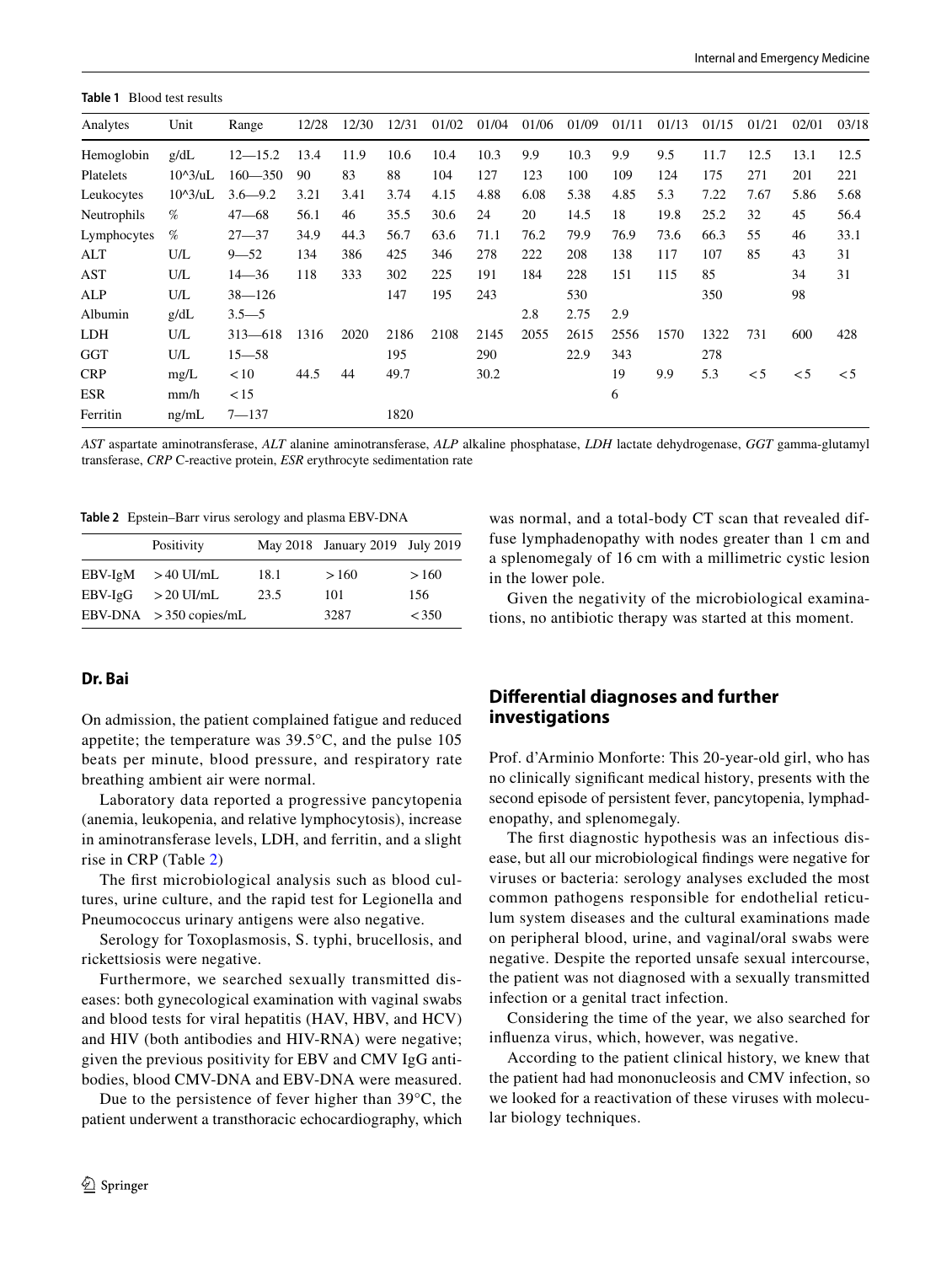**Table 1** Blood test results

| Analytes | Unit | Range | 12/28 | 12/30 | 12/31 | 01/02 | 01/04 | 01/06 | 01/09 | 01/11 | 01/13 | 01/15 | 01/21 | 02/01 | 03/18 |
|---|---|---|---|---|---|---|---|---|---|---|---|---|---|---|---|
| Hemoglobin | g/dL | 12—15.2 | 13.4 | 11.9 | 10.6 | 10.4 | 10.3 | 9.9 | 10.3 | 9.9 | 9.5 | 11.7 | 12.5 | 13.1 | 12.5 |
| Platelets | 10^3/uL | 160—350 | 90 | 83 | 88 | 104 | 127 | 123 | 100 | 109 | 124 | 175 | 271 | 201 | 221 |
| Leukocytes | 10^3/uL | 3.6—9.2 | 3.21 | 3.41 | 3.74 | 4.15 | 4.88 | 6.08 | 5.38 | 4.85 | 5.3 | 7.22 | 7.67 | 5.86 | 5.68 |
| Neutrophils | % | 47—68 | 56.1 | 46 | 35.5 | 30.6 | 24 | 20 | 14.5 | 18 | 19.8 | 25.2 | 32 | 45 | 56.4 |
| Lymphocytes | % | 27—37 | 34.9 | 44.3 | 56.7 | 63.6 | 71.1 | 76.2 | 79.9 | 76.9 | 73.6 | 66.3 | 55 | 46 | 33.1 |
| ALT | U/L | 9—52 | 134 | 386 | 425 | 346 | 278 | 222 | 208 | 138 | 117 | 107 | 85 | 43 | 31 |
| AST | U/L | 14—36 | 118 | 333 | 302 | 225 | 191 | 184 | 228 | 151 | 115 | 85 | | 34 | 31 |
| ALP | U/L | 38—126 | | | 147 | 195 | 243 | | 530 | | | 350 | | 98 | |
| Albumin | g/dL | 3.5—5 | | | | | | 2.8 | 2.75 | 2.9 | | | | | |
| LDH | U/L | 313—618 | 1316 | 2020 | 2186 | 2108 | 2145 | 2055 | 2615 | 2556 | 1570 | 1322 | 731 | 600 | 428 |
| GGT | U/L | 15—58 | | | 195 | | 290 | | 22.9 | 343 | | 278 | | | |
| CRP | mg/L | < 10 | 44.5 | 44 | 49.7 | | 30.2 | | | 19 | 9.9 | 5.3 | < 5 | < 5 | < 5 |
| ESR | mm/h | < 15 | | | | | | | | 6 | | | | | |
| Ferritin | ng/mL | 7—137 | | | 1820 | | | | | | | | | | |

*AST* aspartate aminotransferase, *ALT* alanine aminotransferase, *ALP* alkaline phosphatase, *LDH* lactate dehydrogenase, *GGT* gamma-glutamyl transferase, *CRP* C-reactive protein, *ESR* erythrocyte sedimentation rate

**Table 2** Epstein–Barr virus serology and plasma EBV-DNA

| | Positivity | May 2018 | January 2019 | July 2019 |
|---|---|---|---|---|
| EBV-IgM | > 40 UI/mL | 18.1 | > 160 | > 160 |
| EBV-IgG | > 20 UI/mL | 23.5 | 101 | 156 |
| EBV-DNA | > 350 copies/mL | | 3287 | < 350 |

### Dr. Bai

On admission, the patient complained fatigue and reduced appetite; the temperature was 39.5°C, and the pulse 105 beats per minute, blood pressure, and respiratory rate breathing ambient air were normal.

Laboratory data reported a progressive pancytopenia (anemia, leukopenia, and relative lymphocytosis), increase in aminotransferase levels, LDH, and ferritin, and a slight rise in CRP (Table 2)

The first microbiological analysis such as blood cultures, urine culture, and the rapid test for Legionella and Pneumococcus urinary antigens were also negative.

Serology for Toxoplasmosis, S. typhi, brucellosis, and rickettsiosis were negative.

Furthermore, we searched sexually transmitted diseases: both gynecological examination with vaginal swabs and blood tests for viral hepatitis (HAV, HBV, and HCV) and HIV (both antibodies and HIV-RNA) were negative; given the previous positivity for EBV and CMV IgG antibodies, blood CMV-DNA and EBV-DNA were measured.

Due to the persistence of fever higher than 39°C, the patient underwent a transthoracic echocardiography, which was normal, and a total-body CT scan that revealed diffuse lymphadenopathy with nodes greater than 1 cm and a splenomegaly of 16 cm with a millimetric cystic lesion in the lower pole.

Given the negativity of the microbiological examinations, no antibiotic therapy was started at this moment.

## Differential diagnoses and further investigations

Prof. d'Arminio Monforte: This 20-year-old girl, who has no clinically significant medical history, presents with the second episode of persistent fever, pancytopenia, lymphadenopathy, and splenomegaly.

The first diagnostic hypothesis was an infectious disease, but all our microbiological findings were negative for viruses or bacteria: serology analyses excluded the most common pathogens responsible for endothelial reticulum system diseases and the cultural examinations made on peripheral blood, urine, and vaginal/oral swabs were negative. Despite the reported unsafe sexual intercourse, the patient was not diagnosed with a sexually transmitted infection or a genital tract infection.

Considering the time of the year, we also searched for influenza virus, which, however, was negative.

According to the patient clinical history, we knew that the patient had had mononucleosis and CMV infection, so we looked for a reactivation of these viruses with molecular biology techniques.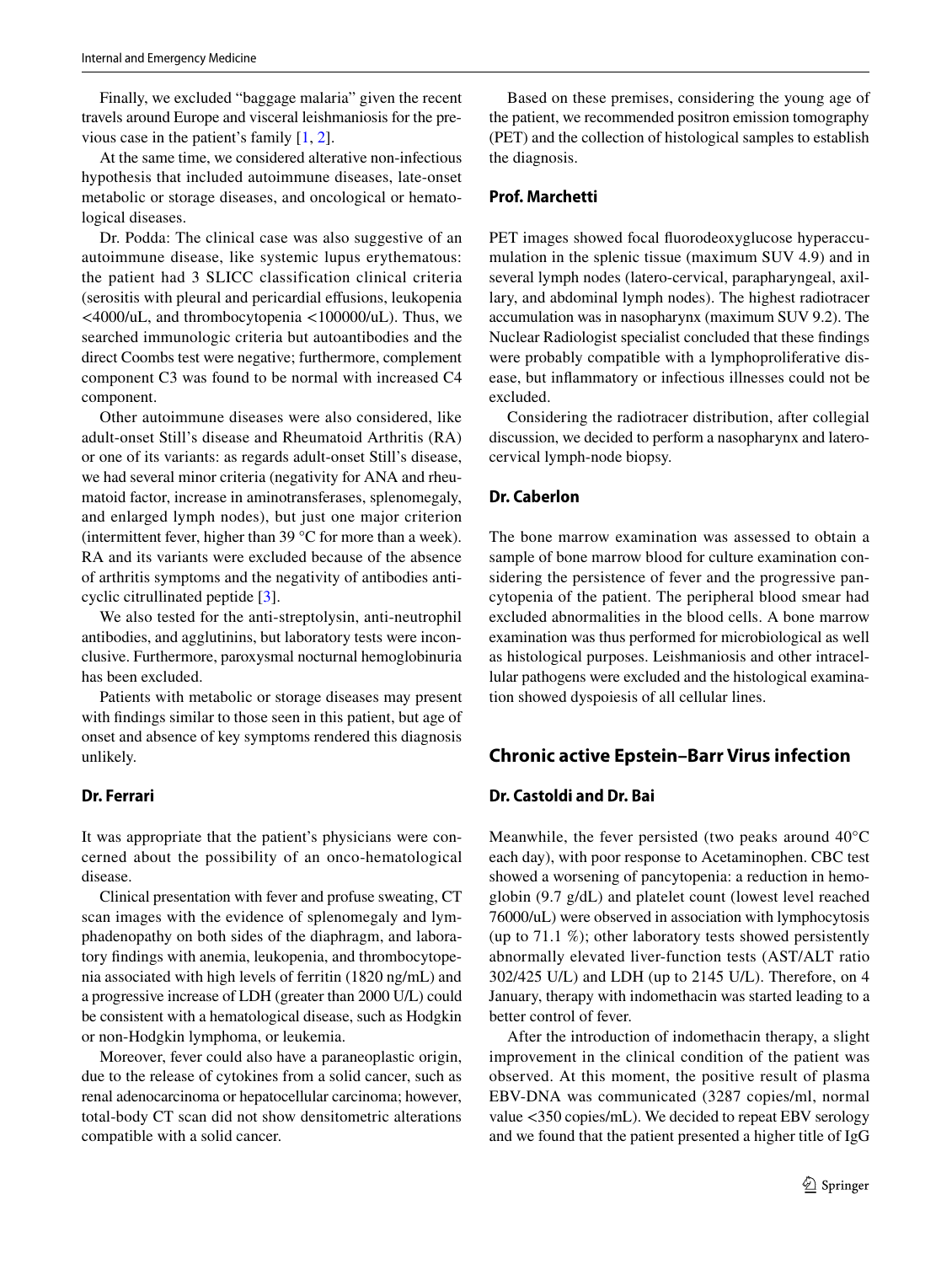Finally, we excluded "baggage malaria" given the recent travels around Europe and visceral leishmaniosis for the previous case in the patient's family [1, 2].

At the same time, we considered alterative non-infectious hypothesis that included autoimmune diseases, late-onset metabolic or storage diseases, and oncological or hematological diseases.

Dr. Podda: The clinical case was also suggestive of an autoimmune disease, like systemic lupus erythematous: the patient had 3 SLICC classification clinical criteria (serositis with pleural and pericardial effusions, leukopenia <4000/uL, and thrombocytopenia <100000/uL). Thus, we searched immunologic criteria but autoantibodies and the direct Coombs test were negative; furthermore, complement component C3 was found to be normal with increased C4 component.

Other autoimmune diseases were also considered, like adult-onset Still's disease and Rheumatoid Arthritis (RA) or one of its variants: as regards adult-onset Still's disease, we had several minor criteria (negativity for ANA and rheumatoid factor, increase in aminotransferases, splenomegaly, and enlarged lymph nodes), but just one major criterion (intermittent fever, higher than 39 °C for more than a week). RA and its variants were excluded because of the absence of arthritis symptoms and the negativity of antibodies anti-cyclic citrullinated peptide [3].

We also tested for the anti-streptolysin, anti-neutrophil antibodies, and agglutinins, but laboratory tests were inconclusive. Furthermore, paroxysmal nocturnal hemoglobinuria has been excluded.

Patients with metabolic or storage diseases may present with findings similar to those seen in this patient, but age of onset and absence of key symptoms rendered this diagnosis unlikely.

### Dr. Ferrari

It was appropriate that the patient's physicians were concerned about the possibility of an onco-hematological disease.

Clinical presentation with fever and profuse sweating, CT scan images with the evidence of splenomegaly and lymphadenopathy on both sides of the diaphragm, and laboratory findings with anemia, leukopenia, and thrombocytopenia associated with high levels of ferritin (1820 ng/mL) and a progressive increase of LDH (greater than 2000 U/L) could be consistent with a hematological disease, such as Hodgkin or non-Hodgkin lymphoma, or leukemia.

Moreover, fever could also have a paraneoplastic origin, due to the release of cytokines from a solid cancer, such as renal adenocarcinoma or hepatocellular carcinoma; however, total-body CT scan did not show densitometric alterations compatible with a solid cancer.

Based on these premises, considering the young age of the patient, we recommended positron emission tomography (PET) and the collection of histological samples to establish the diagnosis.

### Prof. Marchetti

PET images showed focal fluorodeoxyglucose hyperaccumulation in the splenic tissue (maximum SUV 4.9) and in several lymph nodes (latero-cervical, parapharyngeal, axillary, and abdominal lymph nodes). The highest radiotracer accumulation was in nasopharynx (maximum SUV 9.2). The Nuclear Radiologist specialist concluded that these findings were probably compatible with a lymphoproliferative disease, but inflammatory or infectious illnesses could not be excluded.

Considering the radiotracer distribution, after collegial discussion, we decided to perform a nasopharynx and latero-cervical lymph-node biopsy.

### Dr. Caberlon

The bone marrow examination was assessed to obtain a sample of bone marrow blood for culture examination considering the persistence of fever and the progressive pancytopenia of the patient. The peripheral blood smear had excluded abnormalities in the blood cells. A bone marrow examination was thus performed for microbiological as well as histological purposes. Leishmaniosis and other intracellular pathogens were excluded and the histological examination showed dyspoiesis of all cellular lines.

## Chronic active Epstein–Barr Virus infection

### Dr. Castoldi and Dr. Bai

Meanwhile, the fever persisted (two peaks around 40°C each day), with poor response to Acetaminophen. CBC test showed a worsening of pancytopenia: a reduction in hemoglobin (9.7 g/dL) and platelet count (lowest level reached 76000/uL) were observed in association with lymphocytosis (up to 71.1 %); other laboratory tests showed persistently abnormally elevated liver-function tests (AST/ALT ratio 302/425 U/L) and LDH (up to 2145 U/L). Therefore, on 4 January, therapy with indomethacin was started leading to a better control of fever.

After the introduction of indomethacin therapy, a slight improvement in the clinical condition of the patient was observed. At this moment, the positive result of plasma EBV-DNA was communicated (3287 copies/ml, normal value <350 copies/mL). We decided to repeat EBV serology and we found that the patient presented a higher title of IgG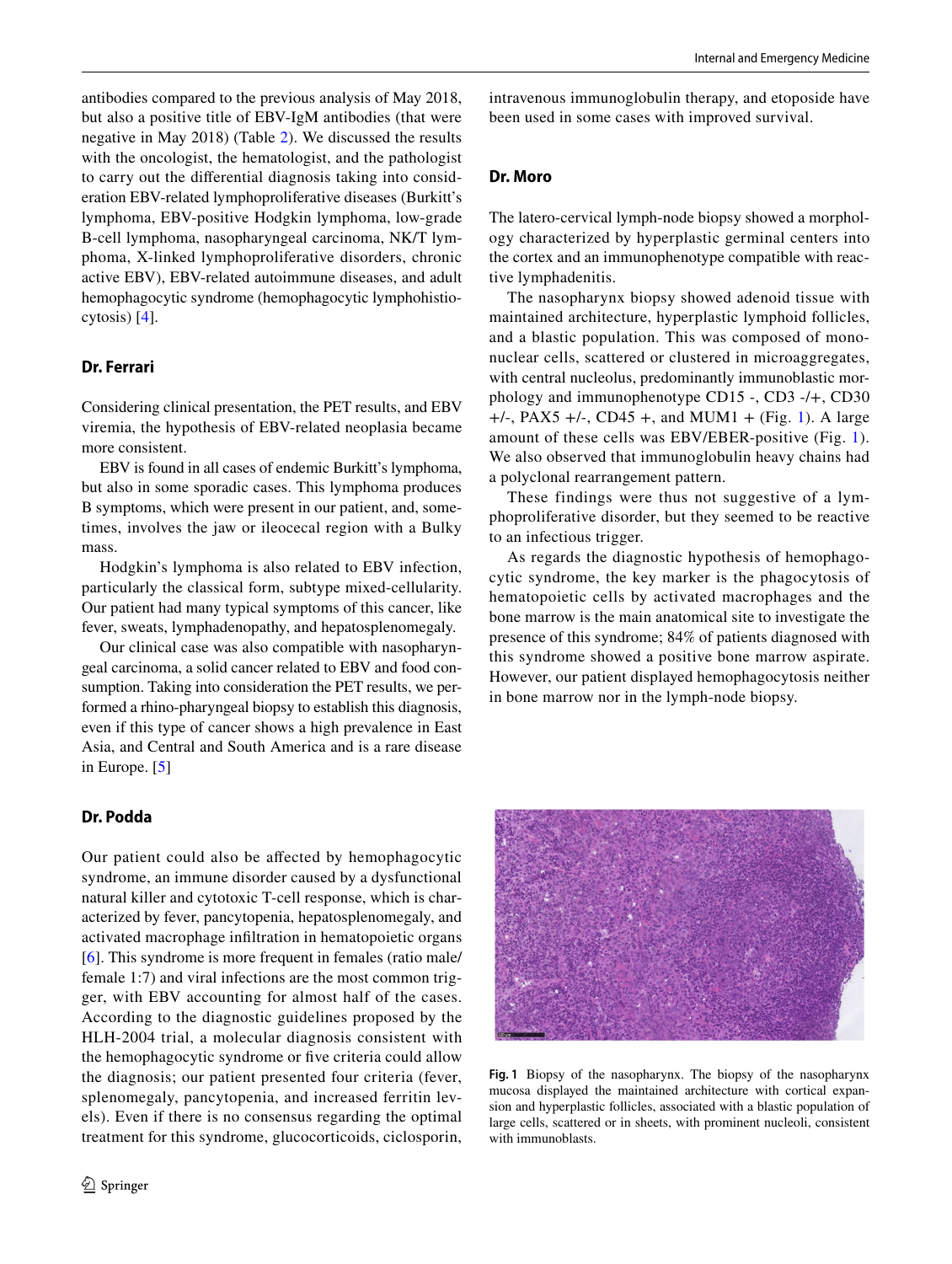antibodies compared to the previous analysis of May 2018, but also a positive title of EBV-IgM antibodies (that were negative in May 2018) (Table 2). We discussed the results with the oncologist, the hematologist, and the pathologist to carry out the differential diagnosis taking into consideration EBV-related lymphoproliferative diseases (Burkitt's lymphoma, EBV-positive Hodgkin lymphoma, low-grade B-cell lymphoma, nasopharyngeal carcinoma, NK/T lymphoma, X-linked lymphoproliferative disorders, chronic active EBV), EBV-related autoimmune diseases, and adult hemophagocytic syndrome (hemophagocytic lymphohistiocytosis) [4].

## Dr. Ferrari

Considering clinical presentation, the PET results, and EBV viremia, the hypothesis of EBV-related neoplasia became more consistent.

EBV is found in all cases of endemic Burkitt's lymphoma, but also in some sporadic cases. This lymphoma produces B symptoms, which were present in our patient, and, sometimes, involves the jaw or ileocecal region with a Bulky mass.

Hodgkin's lymphoma is also related to EBV infection, particularly the classical form, subtype mixed-cellularity. Our patient had many typical symptoms of this cancer, like fever, sweats, lymphadenopathy, and hepatosplenomegaly.

Our clinical case was also compatible with nasopharyngeal carcinoma, a solid cancer related to EBV and food consumption. Taking into consideration the PET results, we performed a rhino-pharyngeal biopsy to establish this diagnosis, even if this type of cancer shows a high prevalence in East Asia, and Central and South America and is a rare disease in Europe. [5]

## Dr. Podda

Our patient could also be affected by hemophagocytic syndrome, an immune disorder caused by a dysfunctional natural killer and cytotoxic T-cell response, which is characterized by fever, pancytopenia, hepatosplenomegaly, and activated macrophage infiltration in hematopoietic organs [6]. This syndrome is more frequent in females (ratio male/female 1:7) and viral infections are the most common trigger, with EBV accounting for almost half of the cases. According to the diagnostic guidelines proposed by the HLH-2004 trial, a molecular diagnosis consistent with the hemophagocytic syndrome or five criteria could allow the diagnosis; our patient presented four criteria (fever, splenomegaly, pancytopenia, and increased ferritin levels). Even if there is no consensus regarding the optimal treatment for this syndrome, glucocorticoids, ciclosporin, intravenous immunoglobulin therapy, and etoposide have been used in some cases with improved survival.

## Dr. Moro

The latero-cervical lymph-node biopsy showed a morphology characterized by hyperplastic germinal centers into the cortex and an immunophenotype compatible with reactive lymphadenitis.

The nasopharynx biopsy showed adenoid tissue with maintained architecture, hyperplastic lymphoid follicles, and a blastic population. This was composed of mononuclear cells, scattered or clustered in microaggregates, with central nucleolus, predominantly immunoblastic morphology and immunophenotype CD15 -, CD3 -/+, CD30 +/-, PAX5 +/-, CD45 +, and MUM1 + (Fig. 1). A large amount of these cells was EBV/EBER-positive (Fig. 1). We also observed that immunoglobulin heavy chains had a polyclonal rearrangement pattern.

These findings were thus not suggestive of a lymphoproliferative disorder, but they seemed to be reactive to an infectious trigger.

As regards the diagnostic hypothesis of hemophagocytic syndrome, the key marker is the phagocytosis of hematopoietic cells by activated macrophages and the bone marrow is the main anatomical site to investigate the presence of this syndrome; 84% of patients diagnosed with this syndrome showed a positive bone marrow aspirate. However, our patient displayed hemophagocytosis neither in bone marrow nor in the lymph-node biopsy.

**Fig. 1** Biopsy of the nasopharynx. The biopsy of the nasopharynx mucosa displayed the maintained architecture with cortical expansion and hyperplastic follicles, associated with a blastic population of large cells, scattered or in sheets, with prominent nucleoli, consistent with immunoblasts.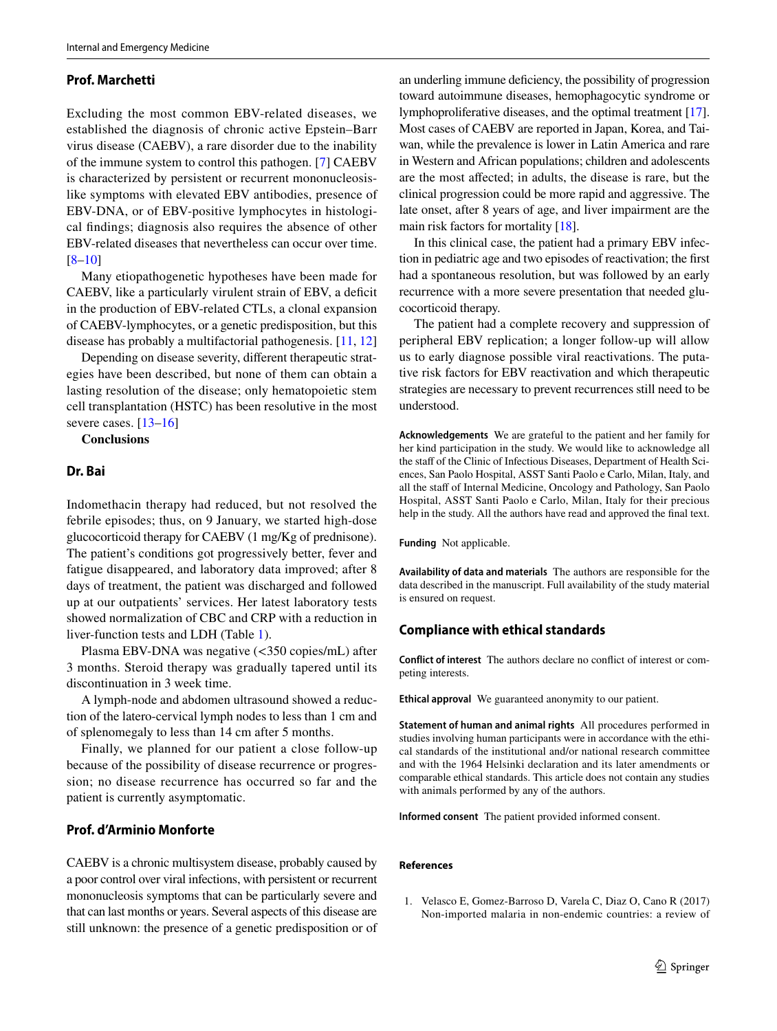### Prof. Marchetti

Excluding the most common EBV-related diseases, we established the diagnosis of chronic active Epstein–Barr virus disease (CAEBV), a rare disorder due to the inability of the immune system to control this pathogen. [7] CAEBV is characterized by persistent or recurrent mononucleosis-like symptoms with elevated EBV antibodies, presence of EBV-DNA, or of EBV-positive lymphocytes in histological findings; diagnosis also requires the absence of other EBV-related diseases that nevertheless can occur over time. [8–10]

Many etiopathogenetic hypotheses have been made for CAEBV, like a particularly virulent strain of EBV, a deficit in the production of EBV-related CTLs, a clonal expansion of CAEBV-lymphocytes, or a genetic predisposition, but this disease has probably a multifactorial pathogenesis. [11, 12]

Depending on disease severity, different therapeutic strategies have been described, but none of them can obtain a lasting resolution of the disease; only hematopoietic stem cell transplantation (HSTC) has been resolutive in the most severe cases. [13–16]

**Conclusions**

### Dr. Bai

Indomethacin therapy had reduced, but not resolved the febrile episodes; thus, on 9 January, we started high-dose glucocorticoid therapy for CAEBV (1 mg/Kg of prednisone). The patient's conditions got progressively better, fever and fatigue disappeared, and laboratory data improved; after 8 days of treatment, the patient was discharged and followed up at our outpatients' services. Her latest laboratory tests showed normalization of CBC and CRP with a reduction in liver-function tests and LDH (Table 1).

Plasma EBV-DNA was negative (<350 copies/mL) after 3 months. Steroid therapy was gradually tapered until its discontinuation in 3 week time.

A lymph-node and abdomen ultrasound showed a reduction of the latero-cervical lymph nodes to less than 1 cm and of splenomegaly to less than 14 cm after 5 months.

Finally, we planned for our patient a close follow-up because of the possibility of disease recurrence or progression; no disease recurrence has occurred so far and the patient is currently asymptomatic.

### Prof. d'Arminio Monforte

CAEBV is a chronic multisystem disease, probably caused by a poor control over viral infections, with persistent or recurrent mononucleosis symptoms that can be particularly severe and that can last months or years. Several aspects of this disease are still unknown: the presence of a genetic predisposition or of an underling immune deficiency, the possibility of progression toward autoimmune diseases, hemophagocytic syndrome or lymphoproliferative diseases, and the optimal treatment [17]. Most cases of CAEBV are reported in Japan, Korea, and Taiwan, while the prevalence is lower in Latin America and rare in Western and African populations; children and adolescents are the most affected; in adults, the disease is rare, but the clinical progression could be more rapid and aggressive. The late onset, after 8 years of age, and liver impairment are the main risk factors for mortality [18].

In this clinical case, the patient had a primary EBV infection in pediatric age and two episodes of reactivation; the first had a spontaneous resolution, but was followed by an early recurrence with a more severe presentation that needed glucocorticoid therapy.

The patient had a complete recovery and suppression of peripheral EBV replication; a longer follow-up will allow us to early diagnose possible viral reactivations. The putative risk factors for EBV reactivation and which therapeutic strategies are necessary to prevent recurrences still need to be understood.

**Acknowledgements** We are grateful to the patient and her family for her kind participation in the study. We would like to acknowledge all the staff of the Clinic of Infectious Diseases, Department of Health Sciences, San Paolo Hospital, ASST Santi Paolo e Carlo, Milan, Italy, and all the staff of Internal Medicine, Oncology and Pathology, San Paolo Hospital, ASST Santi Paolo e Carlo, Milan, Italy for their precious help in the study. All the authors have read and approved the final text.

**Funding** Not applicable.

**Availability of data and materials** The authors are responsible for the data described in the manuscript. Full availability of the study material is ensured on request.

## Compliance with ethical standards

**Conflict of interest** The authors declare no conflict of interest or competing interests.

**Ethical approval** We guaranteed anonymity to our patient.

**Statement of human and animal rights** All procedures performed in studies involving human participants were in accordance with the ethical standards of the institutional and/or national research committee and with the 1964 Helsinki declaration and its later amendments or comparable ethical standards. This article does not contain any studies with animals performed by any of the authors.

**Informed consent** The patient provided informed consent.

## References

1. Velasco E, Gomez-Barroso D, Varela C, Diaz O, Cano R (2017) Non-imported malaria in non-endemic countries: a review of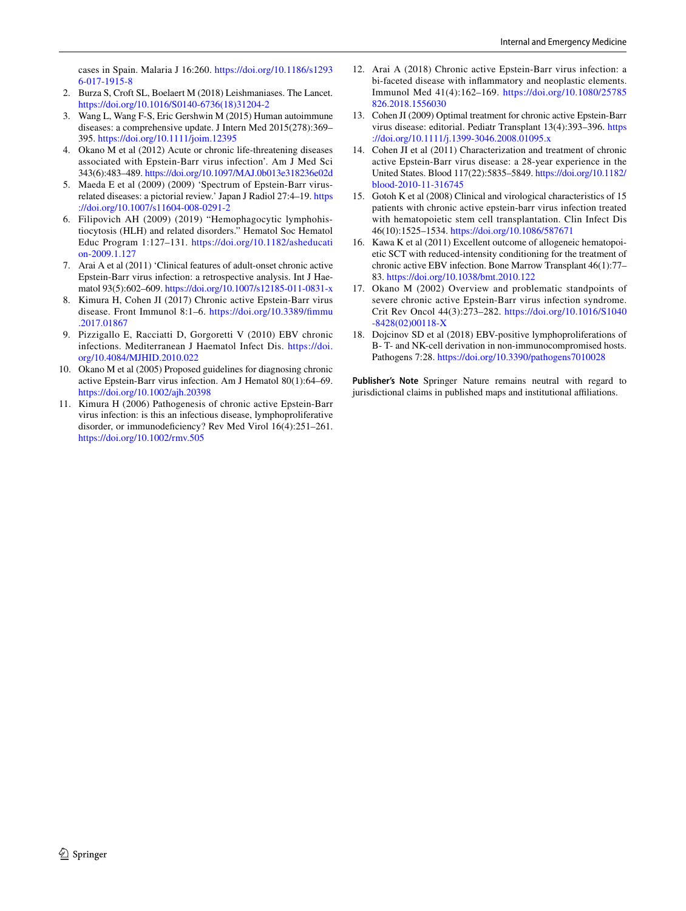cases in Spain. Malaria J 16:260. https://doi.org/10.1186/s12936-017-1915-8
2. Burza S, Croft SL, Boelaert M (2018) Leishmaniases. The Lancet. https://doi.org/10.1016/S0140-6736(18)31204-2
3. Wang L, Wang F-S, Eric Gershwin M (2015) Human autoimmune diseases: a comprehensive update. J Intern Med 2015(278):369–395. https://doi.org/10.1111/joim.12395
4. Okano M et al (2012) Acute or chronic life-threatening diseases associated with Epstein-Barr virus infection'. Am J Med Sci 343(6):483–489. https://doi.org/10.1097/MAJ.0b013e318236e02d
5. Maeda E et al (2009) (2009) 'Spectrum of Epstein-Barr virus-related diseases: a pictorial review.' Japan J Radiol 27:4–19. https://doi.org/10.1007/s11604-008-0291-2
6. Filipovich AH (2009) (2019) "Hemophagocytic lymphohistiocytosis (HLH) and related disorders." Hematol Soc Hematol Educ Program 1:127–131. https://doi.org/10.1182/asheducation-2009.1.127
7. Arai A et al (2011) 'Clinical features of adult-onset chronic active Epstein-Barr virus infection: a retrospective analysis. Int J Haematol 93(5):602–609. https://doi.org/10.1007/s12185-011-0831-x
8. Kimura H, Cohen JI (2017) Chronic active Epstein-Barr virus disease. Front Immunol 8:1–6. https://doi.org/10.3389/fimmu.2017.01867
9. Pizzigallo E, Racciatti D, Gorgoretti V (2010) EBV chronic infections. Mediterranean J Haematol Infect Dis. https://doi.org/10.4084/MJHID.2010.022
10. Okano M et al (2005) Proposed guidelines for diagnosing chronic active Epstein-Barr virus infection. Am J Hematol 80(1):64–69. https://doi.org/10.1002/ajh.20398
11. Kimura H (2006) Pathogenesis of chronic active Epstein-Barr virus infection: is this an infectious disease, lymphoproliferative disorder, or immunodeficiency? Rev Med Virol 16(4):251–261. https://doi.org/10.1002/rmv.505
12. Arai A (2018) Chronic active Epstein-Barr virus infection: a bi-faceted disease with inflammatory and neoplastic elements. Immunol Med 41(4):162–169. https://doi.org/10.1080/25785826.2018.1556030
13. Cohen JI (2009) Optimal treatment for chronic active Epstein-Barr virus disease: editorial. Pediatr Transplant 13(4):393–396. https://doi.org/10.1111/j.1399-3046.2008.01095.x
14. Cohen JI et al (2011) Characterization and treatment of chronic active Epstein-Barr virus disease: a 28-year experience in the United States. Blood 117(22):5835–5849. https://doi.org/10.1182/blood-2010-11-316745
15. Gotoh K et al (2008) Clinical and virological characteristics of 15 patients with chronic active epstein-barr virus infection treated with hematopoietic stem cell transplantation. Clin Infect Dis 46(10):1525–1534. https://doi.org/10.1086/587671
16. Kawa K et al (2011) Excellent outcome of allogeneic hematopoietic SCT with reduced-intensity conditioning for the treatment of chronic active EBV infection. Bone Marrow Transplant 46(1):77–83. https://doi.org/10.1038/bmt.2010.122
17. Okano M (2002) Overview and problematic standpoints of severe chronic active Epstein-Barr virus infection syndrome. Crit Rev Oncol 44(3):273–282. https://doi.org/10.1016/S1040-8428(02)00118-X
18. Dojcinov SD et al (2018) EBV-positive lymphoproliferations of B- T- and NK-cell derivation in non-immunocompromised hosts. Pathogens 7:28. https://doi.org/10.3390/pathogens7010028

**Publisher's Note** Springer Nature remains neutral with regard to jurisdictional claims in published maps and institutional affiliations.